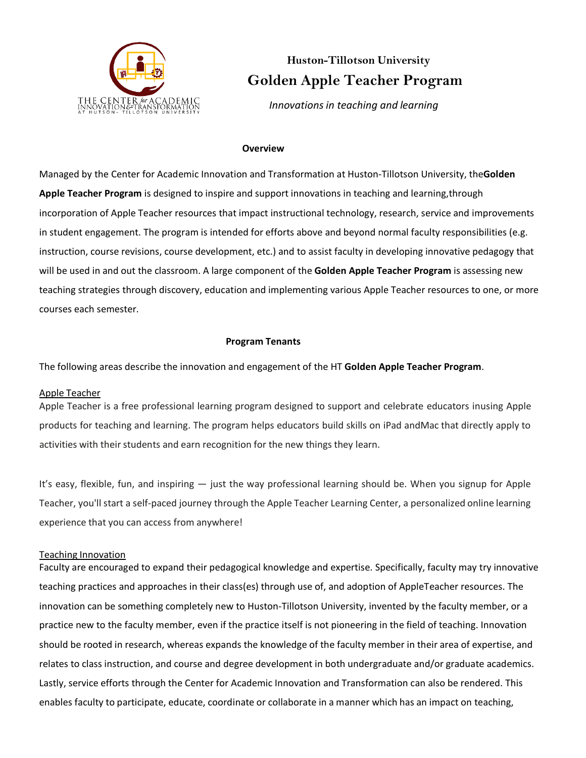# Huston-Tillotson University
# Golden Apple Teacher Program

*Innovations in teaching and learning*

**Overview**

Managed by the Center for Academic Innovation and Transformation at Huston-Tillotson University, the**Golden Apple Teacher Program** is designed to inspire and support innovations in teaching and learning,through incorporation of Apple Teacher resources that impact instructional technology, research, service and improvements in student engagement. The program is intended for efforts above and beyond normal faculty responsibilities (e.g. instruction, course revisions, course development, etc.) and to assist faculty in developing innovative pedagogy that will be used in and out the classroom. A large component of the **Golden Apple Teacher Program** is assessing new teaching strategies through discovery, education and implementing various Apple Teacher resources to one, or more courses each semester.

**Program Tenants**

The following areas describe the innovation and engagement of the HT **Golden Apple Teacher Program**.

<u>Apple Teacher</u>

Apple Teacher is a free professional learning program designed to support and celebrate educators inusing Apple products for teaching and learning. The program helps educators build skills on iPad andMac that directly apply to activities with their students and earn recognition for the new things they learn.

It's easy, flexible, fun, and inspiring — just the way professional learning should be. When you signup for Apple Teacher, you'll start a self-paced journey through the Apple Teacher Learning Center, a personalized online learning experience that you can access from anywhere!

<u>Teaching Innovation</u>

Faculty are encouraged to expand their pedagogical knowledge and expertise. Specifically, faculty may try innovative teaching practices and approaches in their class(es) through use of, and adoption of AppleTeacher resources. The innovation can be something completely new to Huston-Tillotson University, invented by the faculty member, or a practice new to the faculty member, even if the practice itself is not pioneering in the field of teaching. Innovation should be rooted in research, whereas expands the knowledge of the faculty member in their area of expertise, and relates to class instruction, and course and degree development in both undergraduate and/or graduate academics. Lastly, service efforts through the Center for Academic Innovation and Transformation can also be rendered. This enables faculty to participate, educate, coordinate or collaborate in a manner which has an impact on teaching,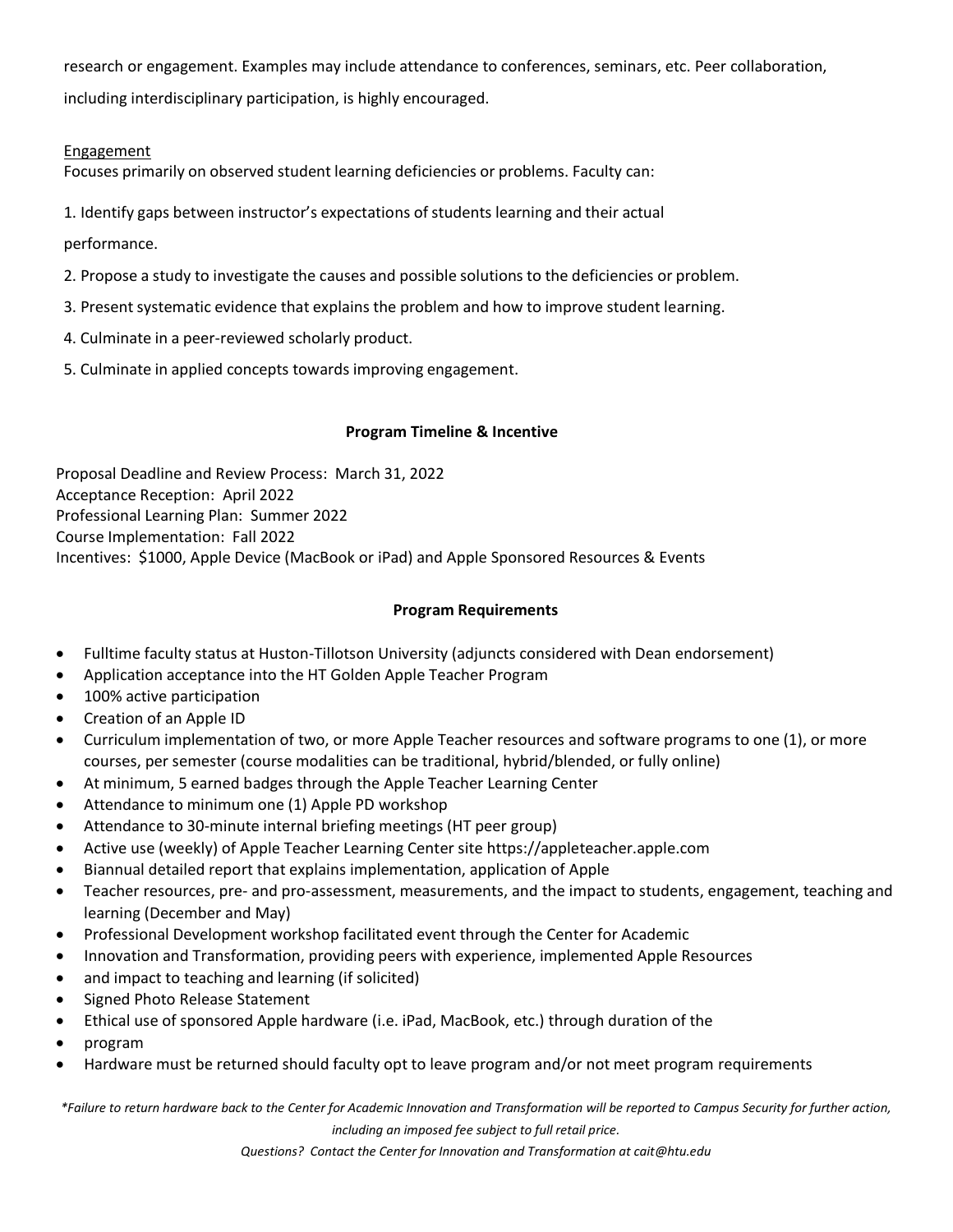research or engagement. Examples may include attendance to conferences, seminars, etc. Peer collaboration, including interdisciplinary participation, is highly encouraged.

Engagement

Focuses primarily on observed student learning deficiencies or problems. Faculty can:

1. Identify gaps between instructor's expectations of students learning and their actual performance.
2. Propose a study to investigate the causes and possible solutions to the deficiencies or problem.
3. Present systematic evidence that explains the problem and how to improve student learning.
4. Culminate in a peer-reviewed scholarly product.
5. Culminate in applied concepts towards improving engagement.

**Program Timeline & Incentive**

Proposal Deadline and Review Process: March 31, 2022
Acceptance Reception: April 2022
Professional Learning Plan: Summer 2022
Course Implementation: Fall 2022
Incentives: $1000, Apple Device (MacBook or iPad) and Apple Sponsored Resources & Events

**Program Requirements**

- Fulltime faculty status at Huston-Tillotson University (adjuncts considered with Dean endorsement)
- Application acceptance into the HT Golden Apple Teacher Program
- 100% active participation
- Creation of an Apple ID
- Curriculum implementation of two, or more Apple Teacher resources and software programs to one (1), or more courses, per semester (course modalities can be traditional, hybrid/blended, or fully online)
- At minimum, 5 earned badges through the Apple Teacher Learning Center
- Attendance to minimum one (1) Apple PD workshop
- Attendance to 30-minute internal briefing meetings (HT peer group)
- Active use (weekly) of Apple Teacher Learning Center site https://appleteacher.apple.com
- Biannual detailed report that explains implementation, application of Apple
- Teacher resources, pre- and pro-assessment, measurements, and the impact to students, engagement, teaching and learning (December and May)
- Professional Development workshop facilitated event through the Center for Academic
- Innovation and Transformation, providing peers with experience, implemented Apple Resources
- and impact to teaching and learning (if solicited)
- Signed Photo Release Statement
- Ethical use of sponsored Apple hardware (i.e. iPad, MacBook, etc.) through duration of the
- program
- Hardware must be returned should faculty opt to leave program and/or not meet program requirements

*\*Failure to return hardware back to the Center for Academic Innovation and Transformation will be reported to Campus Security for further action, including an imposed fee subject to full retail price.*

*Questions? Contact the Center for Innovation and Transformation at cait@htu.edu*